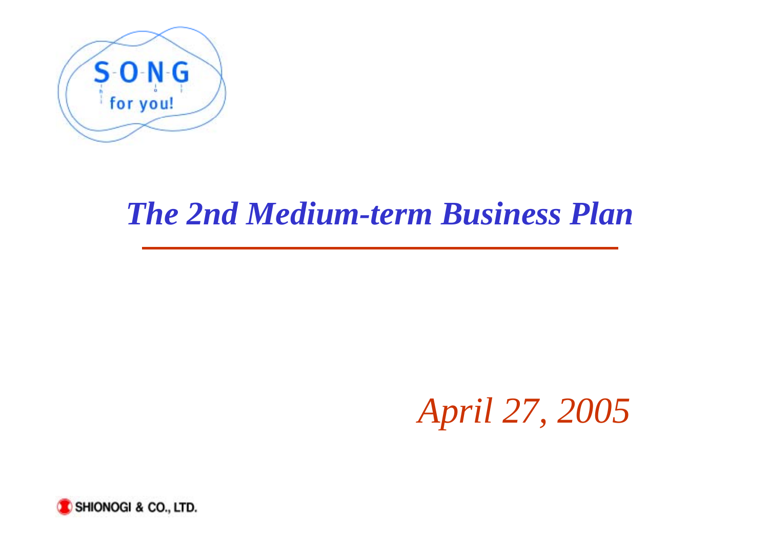S-O-N-G for you!

# *The 2nd Medium-term Business Plan*

*April 27, 2005*

SHIONOGI & CO., LTD.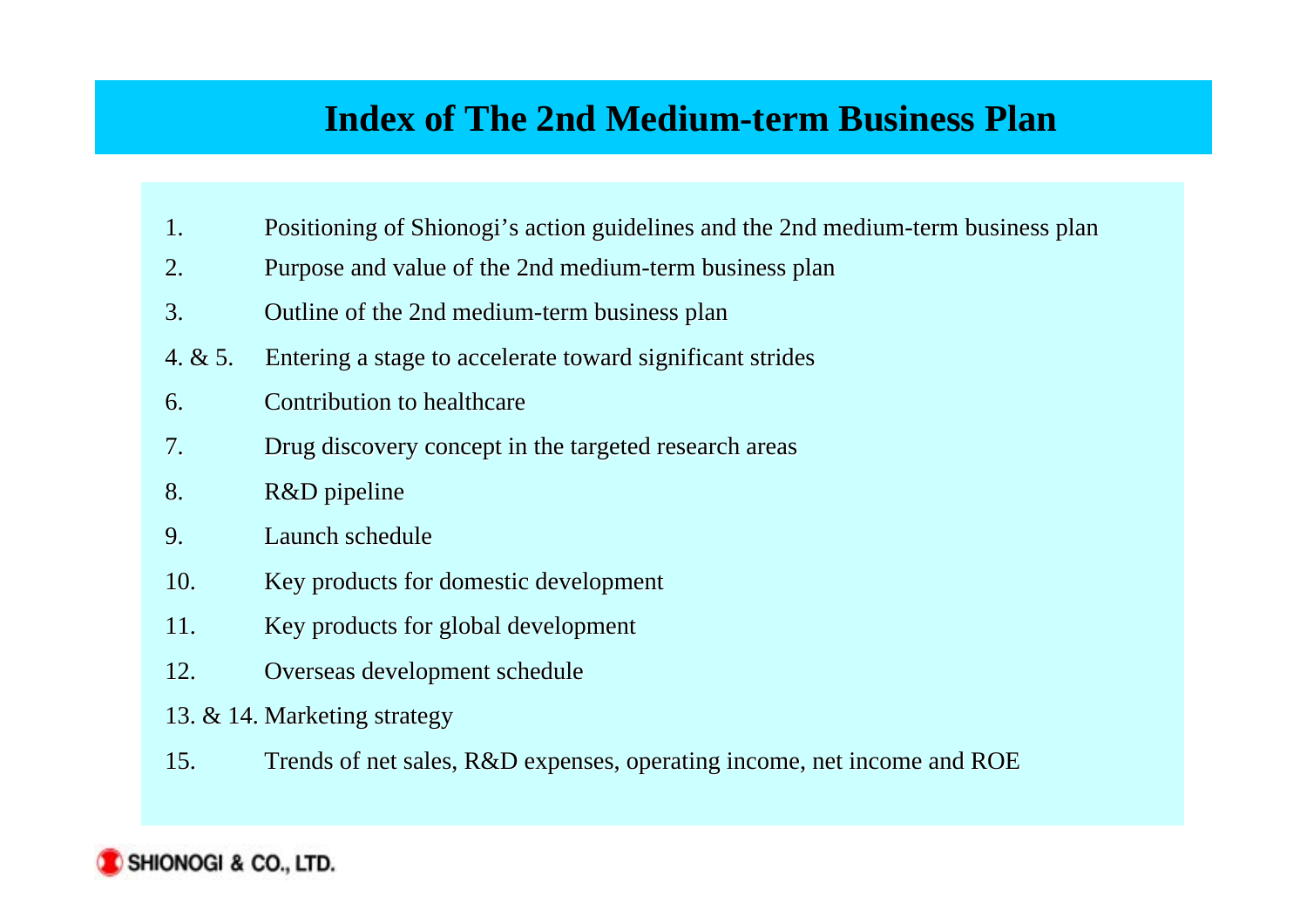# Index of The 2nd Medium-term Business Plan

| | |
|---|---|
| 1. | Positioning of Shionogi’s action guidelines and the 2nd medium-term business plan |
| 2. | Purpose and value of the 2nd medium-term business plan |
| 3. | Outline of the 2nd medium-term business plan |
| 4. & 5. | Entering a stage to accelerate toward significant strides |
| 6. | Contribution to healthcare |
| 7. | Drug discovery concept in the targeted research areas |
| 8. | R&D pipeline |
| 9. | Launch schedule |
| 10. | Key products for domestic development |
| 11. | Key products for global development |
| 12. | Overseas development schedule |
| 13. & 14. | Marketing strategy |
| 15. | Trends of net sales, R&D expenses, operating income, net income and ROE |

SHIONOGI & CO., LTD.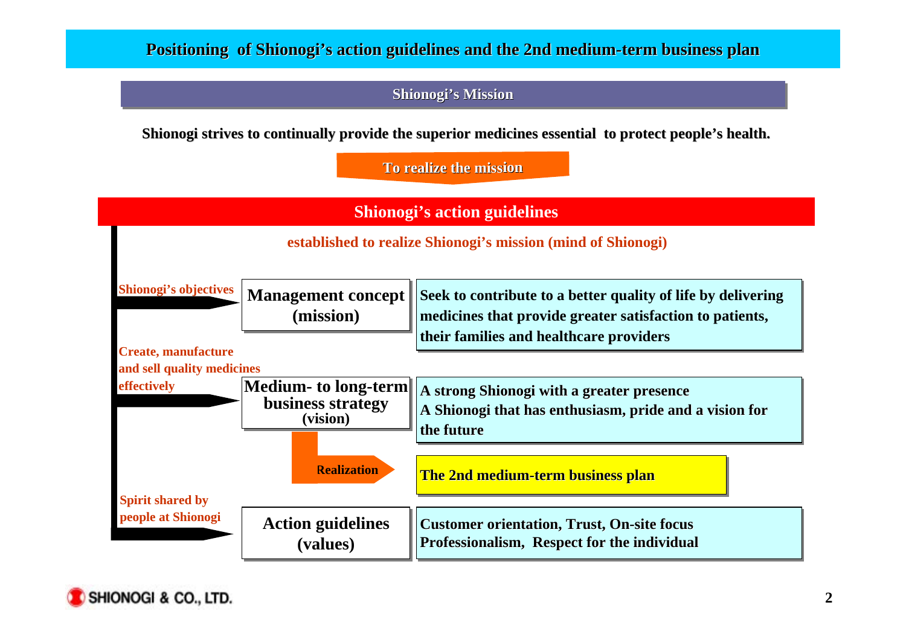# Positioning of Shionogi's action guidelines and the 2nd medium-term business plan

## Shionogi's Mission

**Shionogi strives to continually provide the superior medicines essential to protect people's health.**

**To realize the mission**

## Shionogi's action guidelines

**established to realize Shionogi's mission (mind of Shionogi)**

| | | |
|---|---|---|
| Shionogi's objectives | **Management concept (mission)** | Seek to contribute to a better quality of life by delivering medicines that provide greater satisfaction to patients, their families and healthcare providers |
| Create, manufacture and sell quality medicines effectively | **Medium- to long-term business strategy (vision)** | A strong Shionogi with a greater presence<br>A Shionogi that has enthusiasm, pride and a vision for the future |
| | Realization → | **The 2nd medium-term business plan** |
| Spirit shared by people at Shionogi | **Action guidelines (values)** | Customer orientation, Trust, On-site focus<br>Professionalism, Respect for the individual |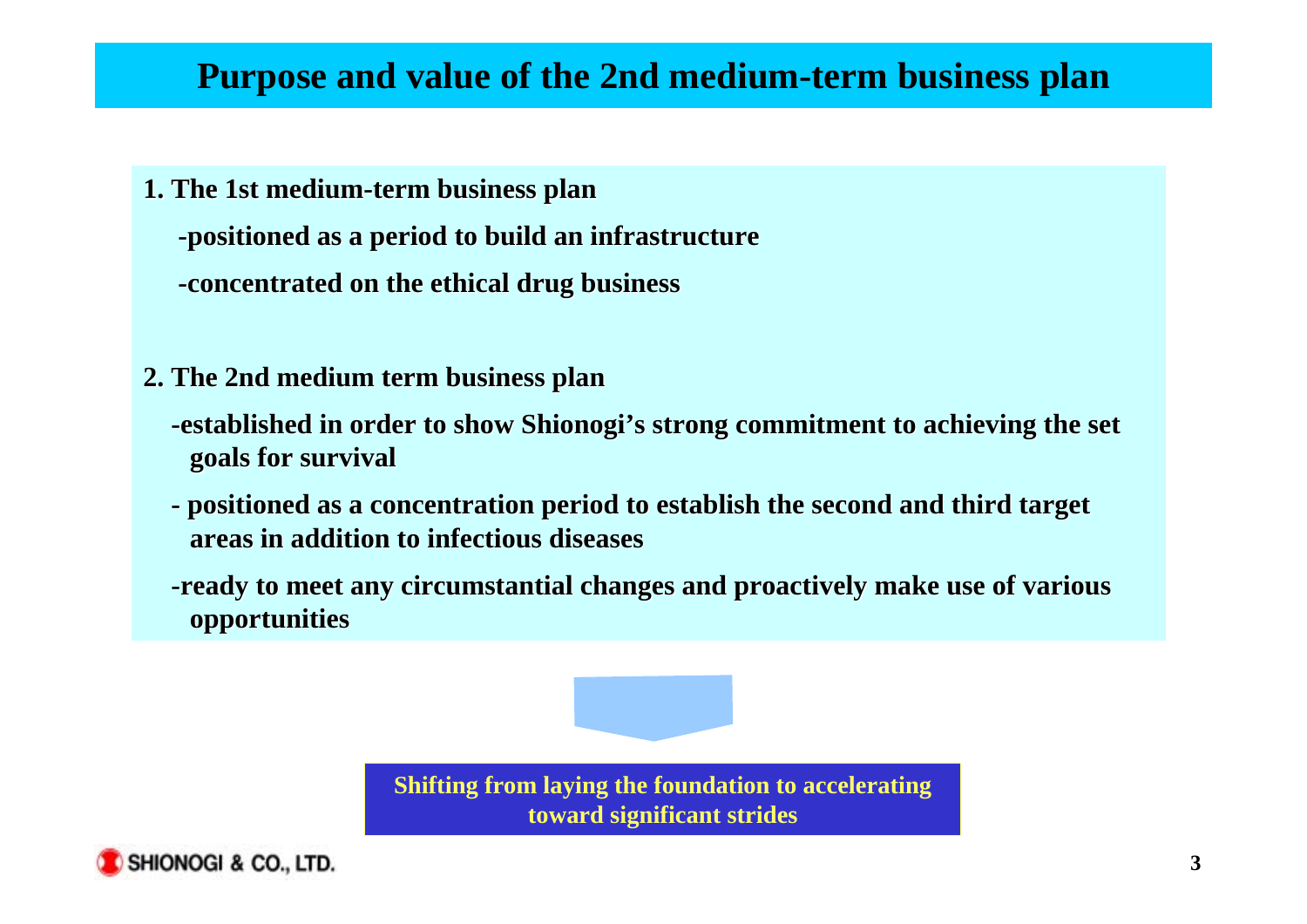# Purpose and value of the 2nd medium-term business plan

**1. The 1st medium-term business plan**

- **positioned as a period to build an infrastructure**
- **concentrated on the ethical drug business**

**2. The 2nd medium term business plan**

- **established in order to show Shionogi's strong commitment to achieving the set goals for survival**
- **positioned as a concentration period to establish the second and third target areas in addition to infectious diseases**
- **ready to meet any circumstantial changes and proactively make use of various opportunities**

**Shifting from laying the foundation to accelerating toward significant strides**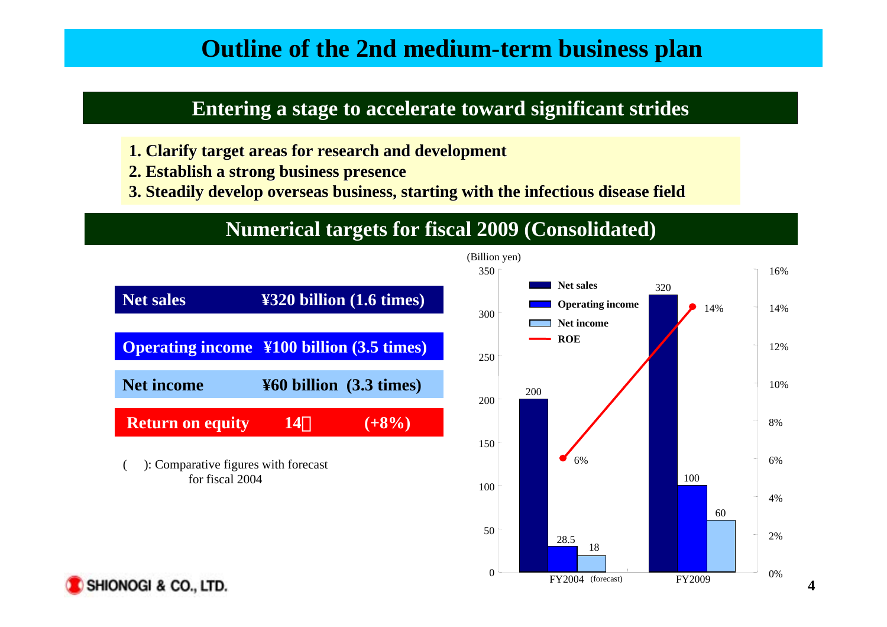# Outline of the 2nd medium-term business plan

## Entering a stage to accelerate toward significant strides

1. Clarify target areas for research and development
2. Establish a strong business presence
3. Steadily develop overseas business, starting with the infectious disease field

## Numerical targets for fiscal 2009 (Consolidated)

| | |
|---|---|
| **Net sales** | **¥320 billion (1.6 times)** |
| **Operating income** | **¥100 billion (3.5 times)** |
| **Net income** | **¥60 billion (3.3 times)** |
| **Return on equity** | **14% (+8%)** |

( ): Comparative figures with forecast for fiscal 2004

(Billion yen)

| | FY2004 (forecast) | FY2009 |
|---|---|---|
| Net sales | 200 | 320 |
| Operating income | 28.5 | 100 |
| Net income | 18 | 60 |
| ROE | 6% | 14% |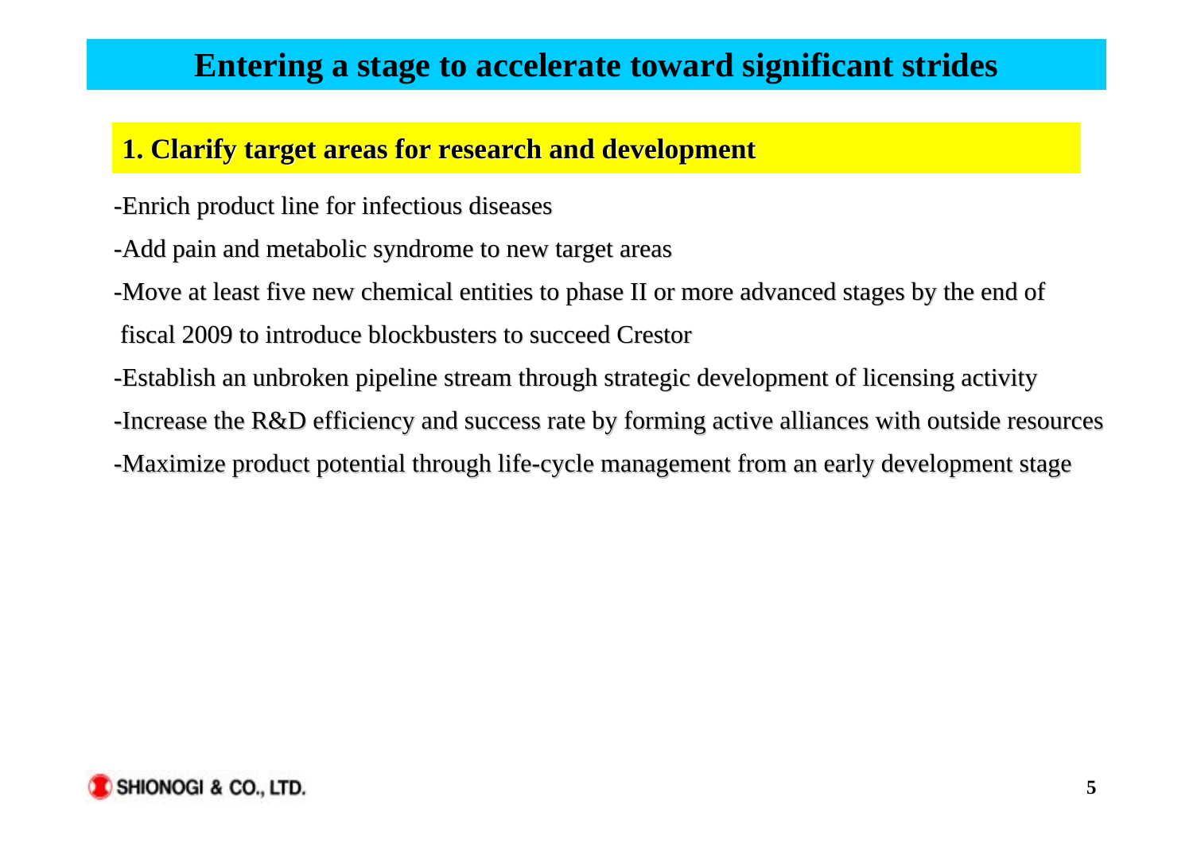# Entering a stage to accelerate toward significant strides

## 1. Clarify target areas for research and development

-Enrich product line for infectious diseases

-Add pain and metabolic syndrome to new target areas

-Move at least five new chemical entities to phase II or more advanced stages by the end of fiscal 2009 to introduce blockbusters to succeed Crestor

-Establish an unbroken pipeline stream through strategic development of licensing activity

-Increase the R&D efficiency and success rate by forming active alliances with outside resources

-Maximize product potential through life-cycle management from an early development stage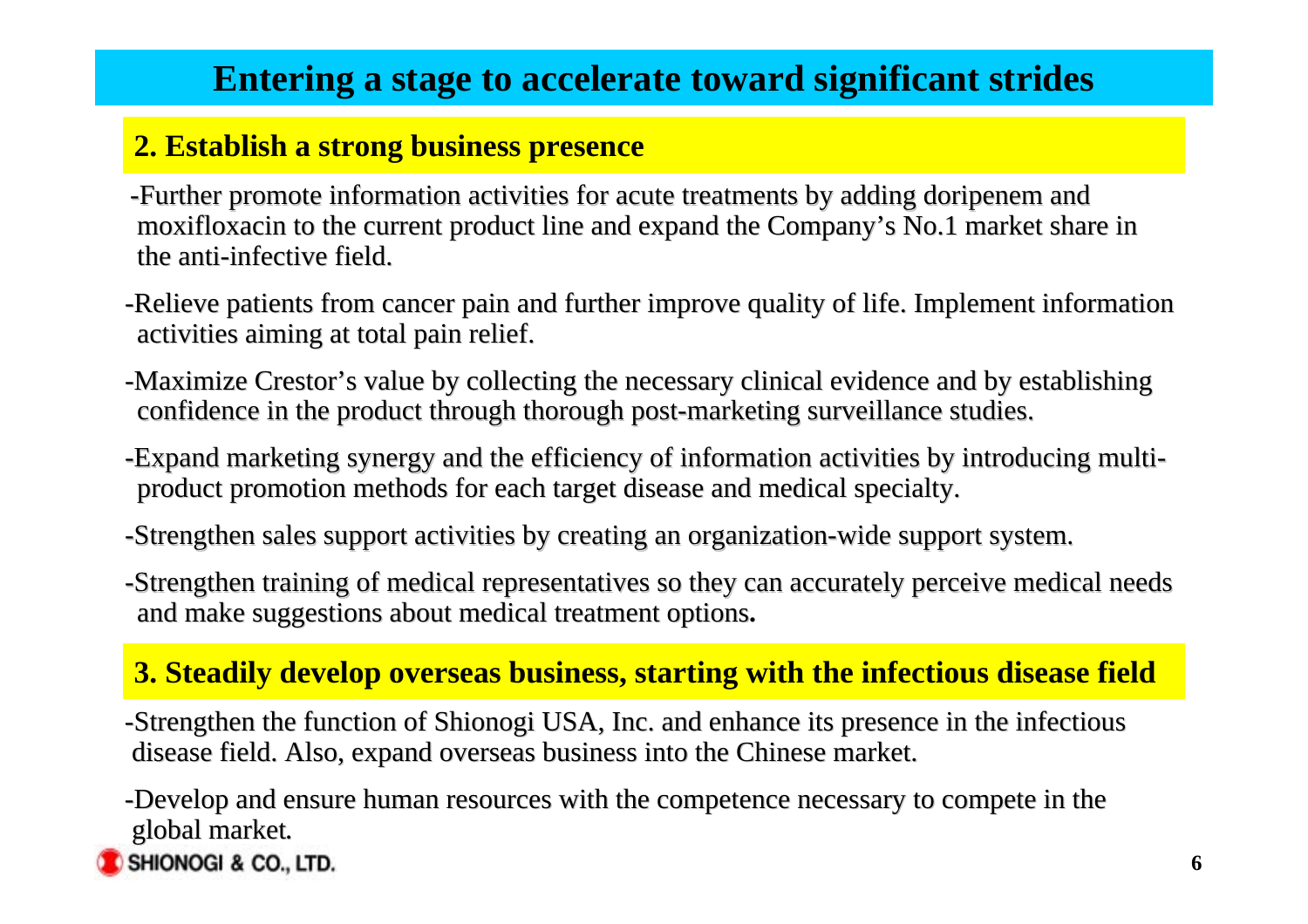# Entering a stage to accelerate toward significant strides

## 2. Establish a strong business presence

-Further promote information activities for acute treatments by adding doripenem and moxifloxacin to the current product line and expand the Company's No.1 market share in the anti-infective field.

-Relieve patients from cancer pain and further improve quality of life. Implement information activities aiming at total pain relief.

-Maximize Crestor's value by collecting the necessary clinical evidence and by establishing confidence in the product through thorough post-marketing surveillance studies.

-Expand marketing synergy and the efficiency of information activities by introducing multi-product promotion methods for each target disease and medical specialty.

-Strengthen sales support activities by creating an organization-wide support system.

-Strengthen training of medical representatives so they can accurately perceive medical needs and make suggestions about medical treatment options.

## 3. Steadily develop overseas business, starting with the infectious disease field

-Strengthen the function of Shionogi USA, Inc. and enhance its presence in the infectious disease field. Also, expand overseas business into the Chinese market.

-Develop and ensure human resources with the competence necessary to compete in the global market.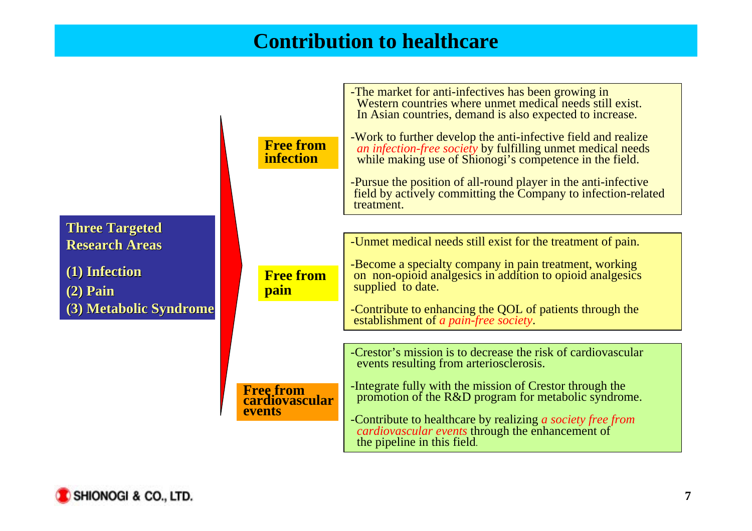# Contribution to healthcare

**Three Targeted Research Areas**

**(1) Infection**

**(2) Pain**

**(3) Metabolic Syndrome**

## Free from infection

- The market for anti-infectives has been growing in Western countries where unmet medical needs still exist. In Asian countries, demand is also expected to increase.
- Work to further develop the anti-infective field and realize *an infection-free society* by fulfilling unmet medical needs while making use of Shionogi's competence in the field.
- Pursue the position of all-round player in the anti-infective field by actively committing the Company to infection-related treatment.

## Free from pain

- Unmet medical needs still exist for the treatment of pain.
- Become a specialty company in pain treatment, working on non-opioid analgesics in addition to opioid analgesics supplied to date.
- Contribute to enhancing the QOL of patients through the establishment of *a pain-free society*.

## Free from cardiovascular events

- Crestor's mission is to decrease the risk of cardiovascular events resulting from arteriosclerosis.
- Integrate fully with the mission of Crestor through the promotion of the R&D program for metabolic syndrome.
- Contribute to healthcare by realizing *a society free from cardiovascular events* through the enhancement of the pipeline in this field.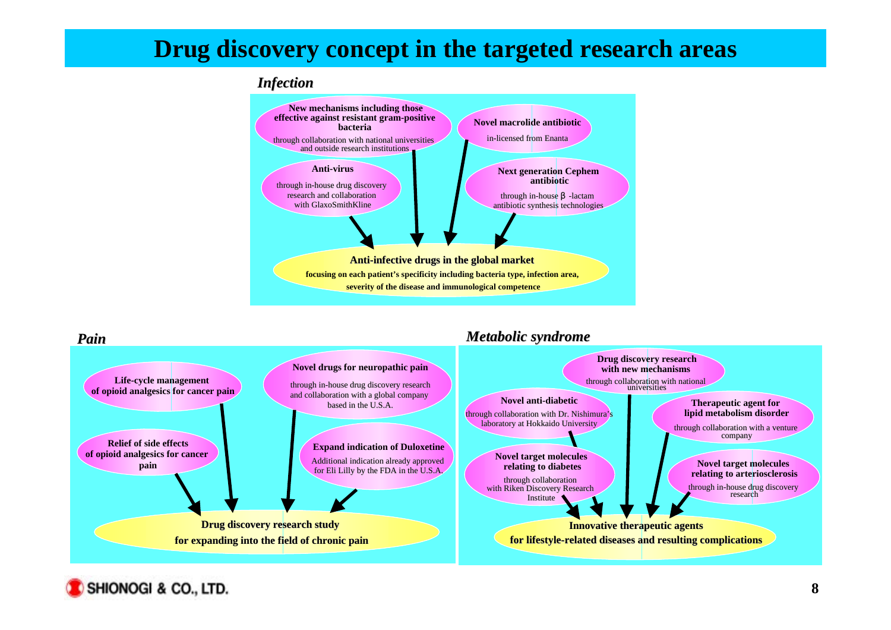# Drug discovery concept in the targeted research areas

## *Infection*

**New mechanisms including those effective against resistant gram-positive bacteria**
through collaboration with national universities and outside research institutions

**Novel macrolide antibiotic**
in-licensed from Enanta

**Anti-virus**
through in-house drug discovery research and collaboration with GlaxoSmithKline

**Next generation Cephem antibiotic**
through in-house β -lactam antibiotic synthesis technologies

→ **Anti-infective drugs in the global market**
**focusing on each patient's specificity including bacteria type, infection area, severity of the disease and immunological competence**

## *Pain*

**Life-cycle management of opioid analgesics for cancer pain**

**Novel drugs for neuropathic pain**
through in-house drug discovery research and collaboration with a global company based in the U.S.A.

**Relief of side effects of opioid analgesics for cancer pain**

**Expand indication of Duloxetine**
Additional indication already approved for Eli Lilly by the FDA in the U.S.A.

→ **Drug discovery research study for expanding into the field of chronic pain**

## *Metabolic syndrome*

**Drug discovery research with new mechanisms**
through collaboration with national universities

**Novel anti-diabetic**
through collaboration with Dr. Nishimura's laboratory at Hokkaido University

**Therapeutic agent for lipid metabolism disorder**
through collaboration with a venture company

**Novel target molecules relating to diabetes**
through collaboration with Riken Discovery Research Institute

**Novel target molecules relating to arteriosclerosis**
through in-house drug discovery research

→ **Innovative therapeutic agents for lifestyle-related diseases and resulting complications**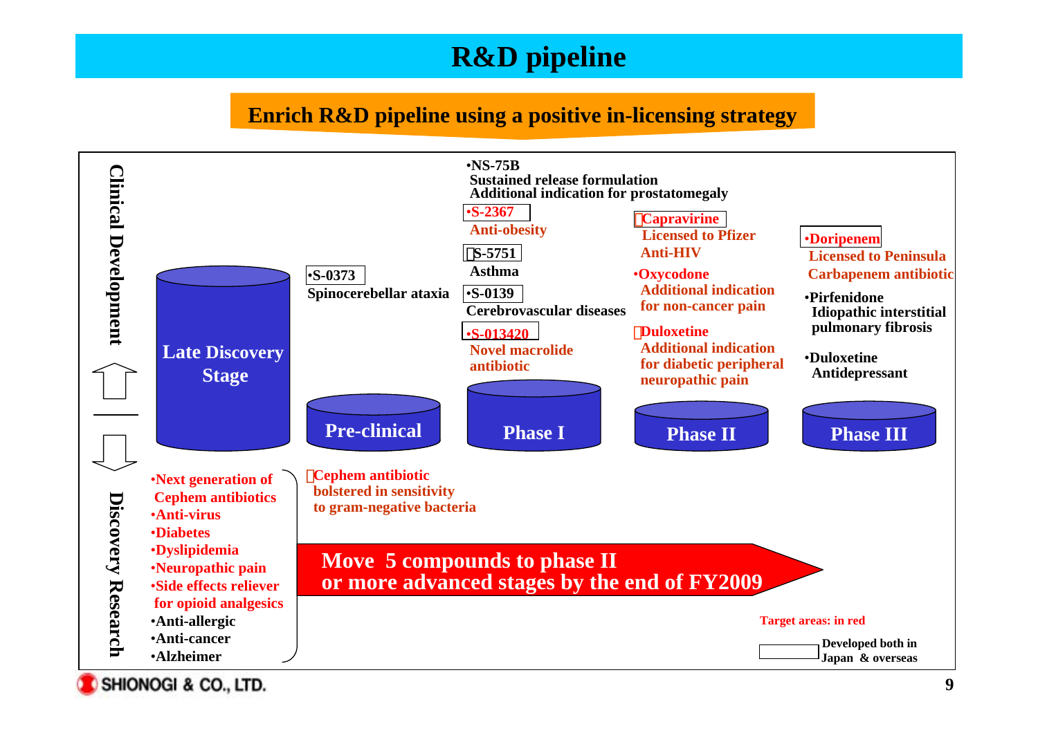# R&D pipeline

## Enrich R&D pipeline using a positive in-licensing strategy

**Clinical Development**

**Late Discovery Stage**

**Pre-clinical**
- S-0373
  Spinocerebellar ataxia

**Phase I**
- NS-75B
  Sustained release formulation
  Additional indication for prostatomegaly
- S-2367
  Anti-obesity
- S-5751
  Asthma
- S-0139
  Cerebrovascular diseases
- S-013420
  Novel macrolide antibiotic

**Phase II**
- Capravirine
  Licensed to Pfizer
  Anti-HIV
- Oxycodone
  Additional indication for non-cancer pain
- Duloxetine
  Additional indication for diabetic peripheral neuropathic pain

**Phase III**
- Doripenem
  Licensed to Peninsula
  Carbapenem antibiotic
- Pirfenidone
  Idiopathic interstitial pulmonary fibrosis
- Duloxetine
  Antidepressant

**Discovery Research**
- Next generation of Cephem antibiotics
- Anti-virus
- Diabetes
- Dyslipidemia
- Neuropathic pain
- Side effects reliever for opioid analgesics
- Anti-allergic
- Anti-cancer
- Alzheimer

Pre-clinical (Discovery Research):
- Cephem antibiotic bolstered in sensitivity to gram-negative bacteria

**Move 5 compounds to phase II or more advanced stages by the end of FY2009**

Target areas: in red

(Boxed): Developed both in Japan & overseas

SHIONOGI & CO., LTD.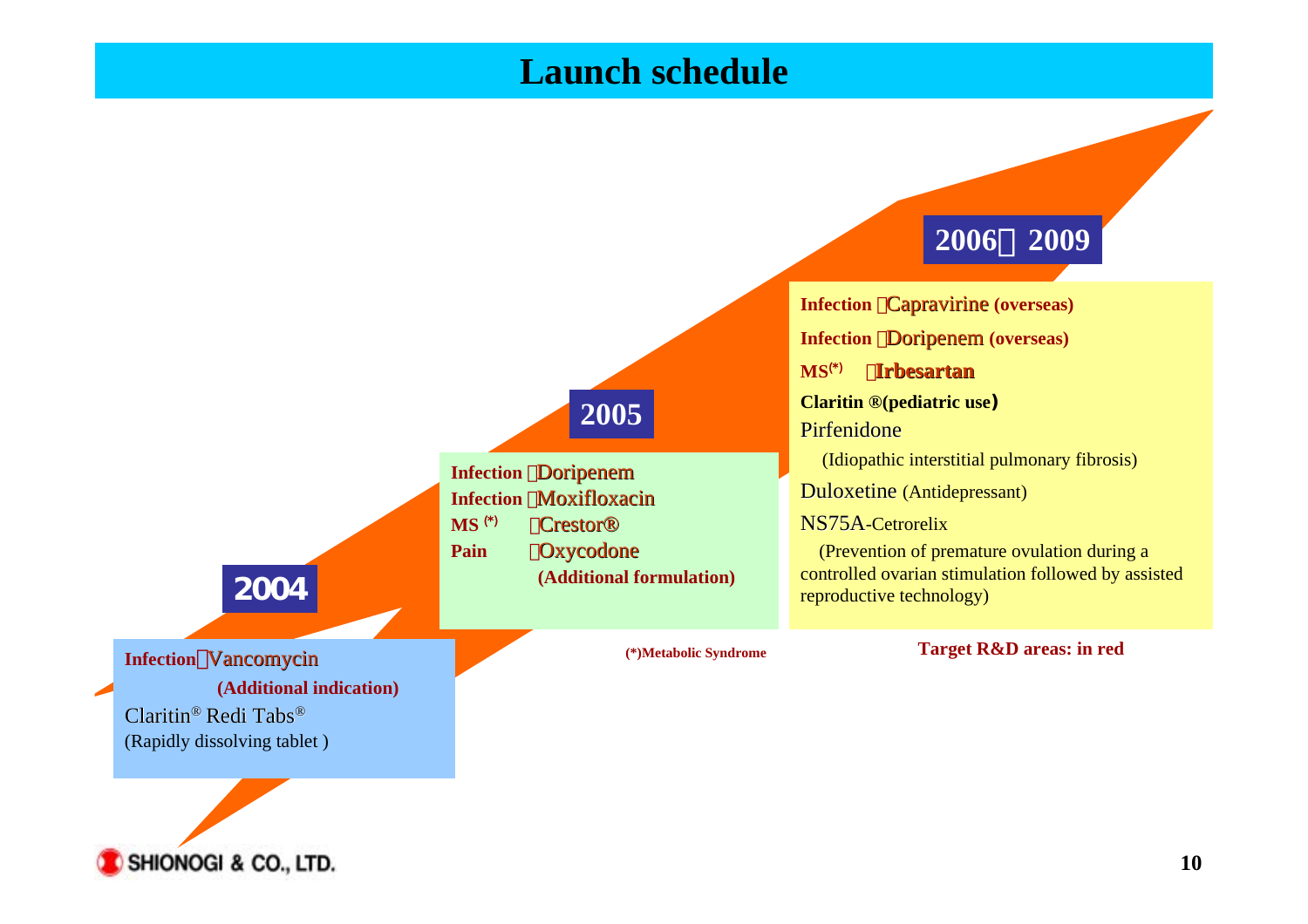# Launch schedule

## 2004

**Infection**：Vancomycin **(Additional indication)**

Claritin® Redi Tabs® (Rapidly dissolving tablet )

## 2005

**Infection** ：Doripenem

**Infection** ：Moxifloxacin

**MS (*)** ：Crestor®

**Pain** ：Oxycodone **(Additional formulation)**

## 2006～2009

**Infection** ：Capravirine **(overseas)**

**Infection** ：Doripenem **(overseas)**

**MS(*)** ：**Irbesartan**

**Claritin ®(pediatric use)**

Pirfenidone (Idiopathic interstitial pulmonary fibrosis)

Duloxetine (Antidepressant)

NS75A-Cetrorelix (Prevention of premature ovulation during a controlled ovarian stimulation followed by assisted reproductive technology)

**(*)Metabolic Syndrome**

**Target R&D areas: in red**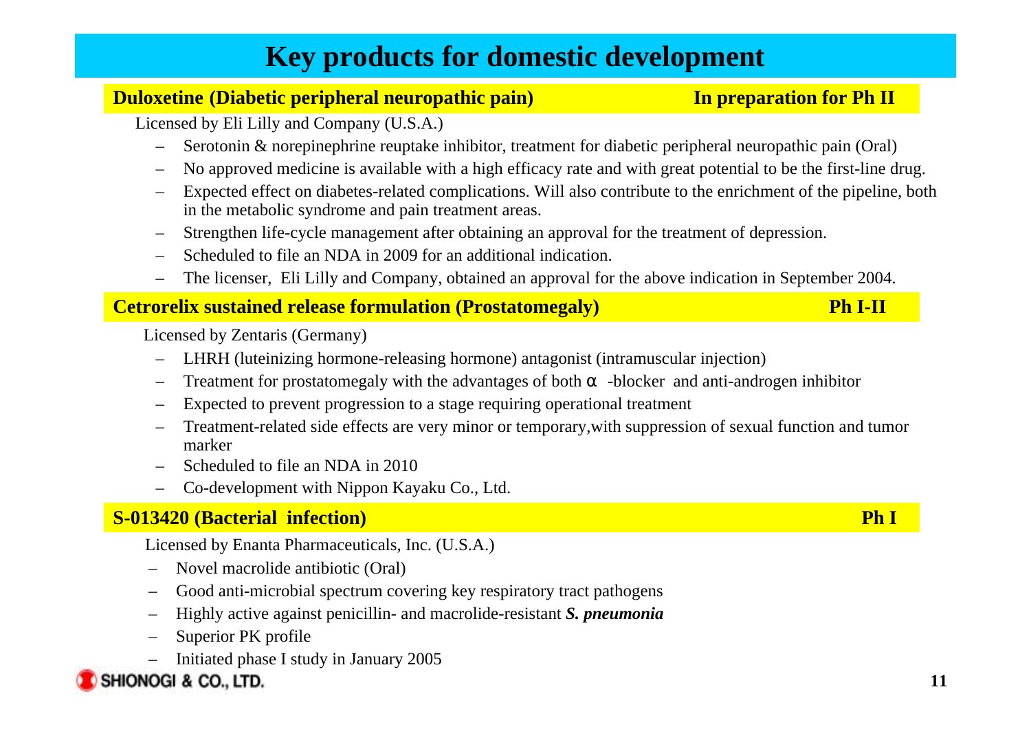# Key products for domestic development

**Duloxetine (Diabetic peripheral neuropathic pain) — In preparation for Ph II**

Licensed by Eli Lilly and Company (U.S.A.)

- Serotonin & norepinephrine reuptake inhibitor, treatment for diabetic peripheral neuropathic pain (Oral)
- No approved medicine is available with a high efficacy rate and with great potential to be the first-line drug.
- Expected effect on diabetes-related complications. Will also contribute to the enrichment of the pipeline, both in the metabolic syndrome and pain treatment areas.
- Strengthen life-cycle management after obtaining an approval for the treatment of depression.
- Scheduled to file an NDA in 2009 for an additional indication.
- The licenser, Eli Lilly and Company, obtained an approval for the above indication in September 2004.

**Cetrorelix sustained release formulation (Prostatomegaly) — Ph I-II**

Licensed by Zentaris (Germany)

- LHRH (luteinizing hormone-releasing hormone) antagonist (intramuscular injection)
- Treatment for prostatomegaly with the advantages of both α -blocker and anti-androgen inhibitor
- Expected to prevent progression to a stage requiring operational treatment
- Treatment-related side effects are very minor or temporary,with suppression of sexual function and tumor marker
- Scheduled to file an NDA in 2010
- Co-development with Nippon Kayaku Co., Ltd.

**S-013420 (Bacterial infection) — Ph I**

Licensed by Enanta Pharmaceuticals, Inc. (U.S.A.)

- Novel macrolide antibiotic (Oral)
- Good anti-microbial spectrum covering key respiratory tract pathogens
- Highly active against penicillin- and macrolide-resistant ***S. pneumonia***
- Superior PK profile
- Initiated phase I study in January 2005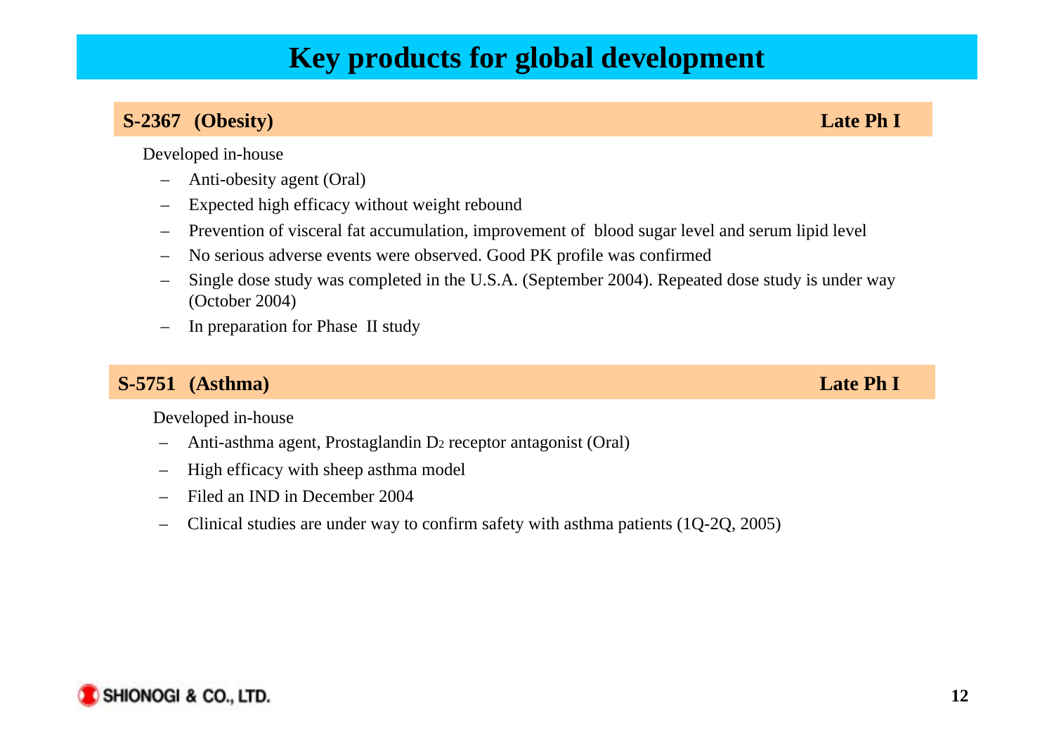# Key products for global development

## S-2367 (Obesity) — Late Ph I

Developed in-house

- Anti-obesity agent (Oral)
- Expected high efficacy without weight rebound
- Prevention of visceral fat accumulation, improvement of blood sugar level and serum lipid level
- No serious adverse events were observed. Good PK profile was confirmed
- Single dose study was completed in the U.S.A. (September 2004). Repeated dose study is under way (October 2004)
- In preparation for Phase II study

## S-5751 (Asthma) — Late Ph I

Developed in-house

- Anti-asthma agent, Prostaglandin $D_2$ receptor antagonist (Oral)
- High efficacy with sheep asthma model
- Filed an IND in December 2004
- Clinical studies are under way to confirm safety with asthma patients (1Q-2Q, 2005)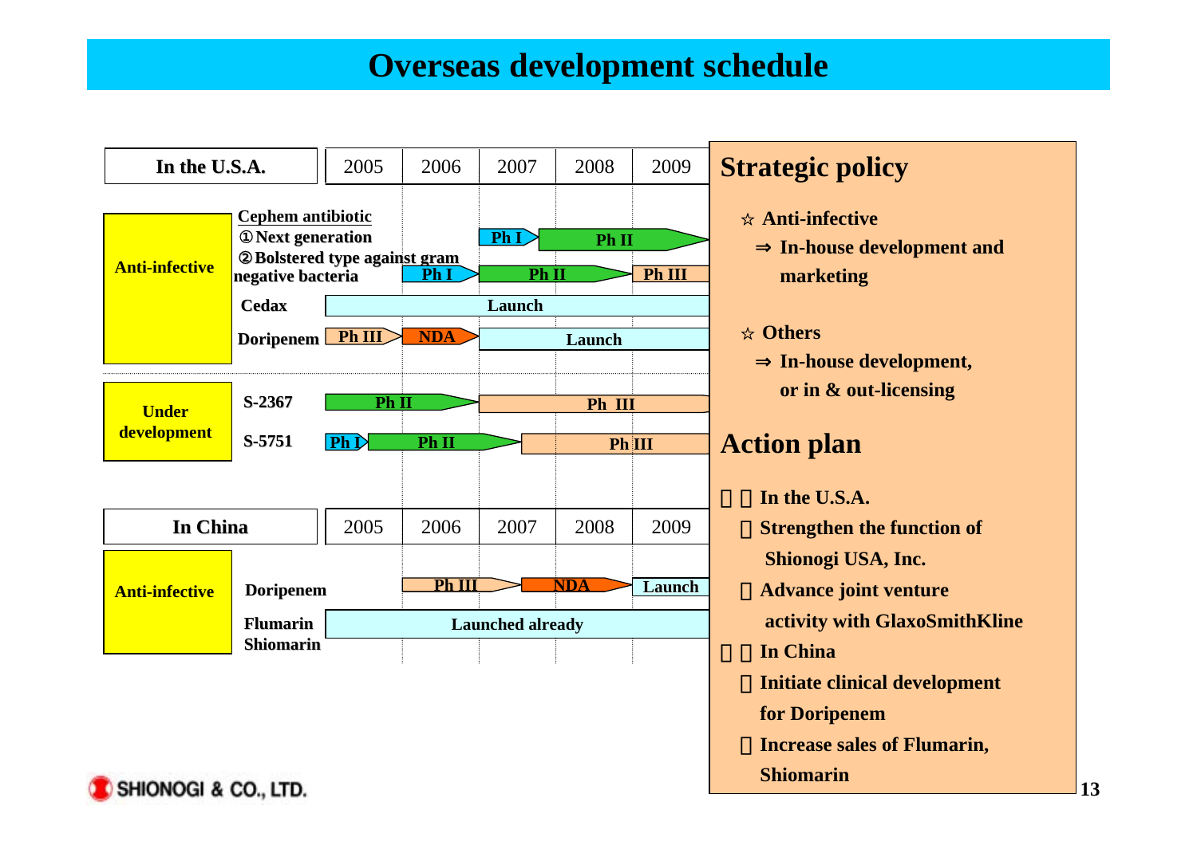# Overseas development schedule

| In the U.S.A. | | 2005 | 2006 | 2007 | 2008 | 2009 |
|---|---|---|---|---|---|---|
| Anti-infective | Cephem antibiotic ① Next generation | | | Ph I | Ph II | Ph II |
| | ② Bolstered type against gram negative bacteria | | Ph I | Ph II | Ph II | Ph III |
| | Cedax | Launch | Launch | Launch | Launch | Launch |
| | Doripenem | Ph III | NDA | Launch | Launch | Launch |
| Under development | S-2367 | Ph II | Ph II | Ph III | Ph III | Ph III |
| | S-5751 | Ph I / Ph II | Ph II | Ph II / Ph III | Ph III | Ph III |

| In China | | 2005 | 2006 | 2007 | 2008 | 2009 |
|---|---|---|---|---|---|---|
| Anti-infective | Doripenem | | Ph III | NDA | NDA | Launch |
| | Flumarin Shiomarin | Launched already | Launched already | Launched already | Launched already | Launched already |

## Strategic policy

☆ **Anti-infective**
⇒ **In-house development and marketing**

☆ **Others**
⇒ **In-house development, or in & out-licensing**

## Action plan

- **In the U.S.A.**
  - **Strengthen the function of Shionogi USA, Inc.**
  - **Advance joint venture activity with GlaxoSmithKline**
- **In China**
  - **Initiate clinical development for Doripenem**
  - **Increase sales of Flumarin, Shiomarin**

SHIONOGI & CO., LTD.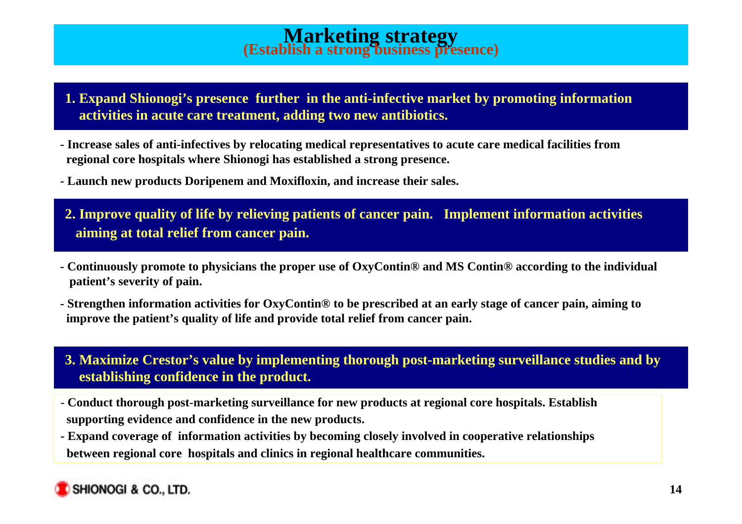# Marketing strategy

## (Establish a strong business presence)

### 1. Expand Shionogi's presence further in the anti-infective market by promoting information activities in acute care treatment, adding two new antibiotics.

- Increase sales of anti-infectives by relocating medical representatives to acute care medical facilities from regional core hospitals where Shionogi has established a strong presence.
- Launch new products Doripenem and Moxifloxin, and increase their sales.

### 2. Improve quality of life by relieving patients of cancer pain. Implement information activities aiming at total relief from cancer pain.

- Continuously promote to physicians the proper use of OxyContin® and MS Contin® according to the individual patient's severity of pain.
- Strengthen information activities for OxyContin® to be prescribed at an early stage of cancer pain, aiming to improve the patient's quality of life and provide total relief from cancer pain.

### 3. Maximize Crestor's value by implementing thorough post-marketing surveillance studies and by establishing confidence in the product.

- Conduct thorough post-marketing surveillance for new products at regional core hospitals. Establish supporting evidence and confidence in the new products.
- Expand coverage of information activities by becoming closely involved in cooperative relationships between regional core hospitals and clinics in regional healthcare communities.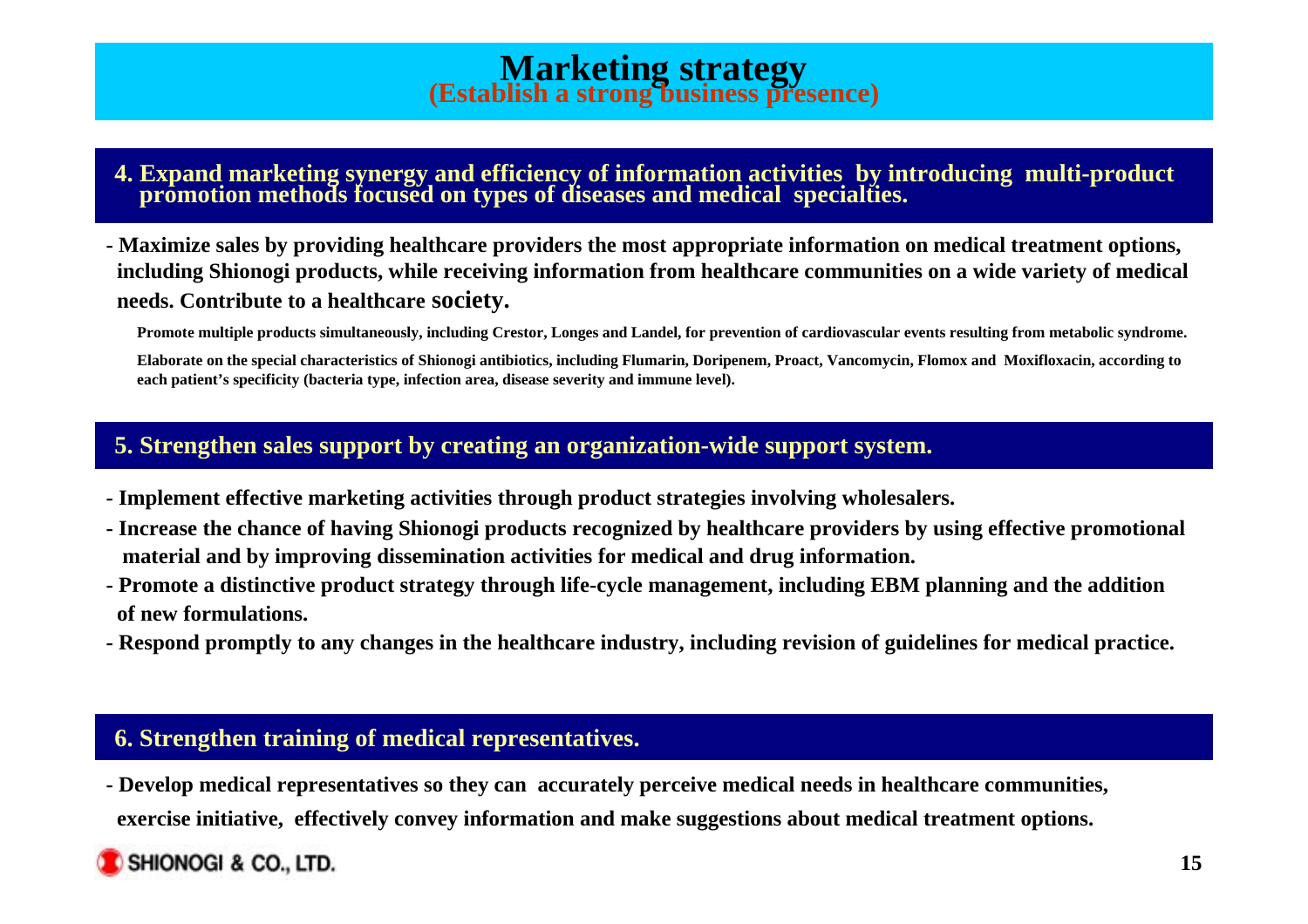# Marketing strategy
## (Establish a strong business presence)

## 4. Expand marketing synergy and efficiency of information activities by introducing multi-product promotion methods focused on types of diseases and medical specialties.

- Maximize sales by providing healthcare providers the most appropriate information on medical treatment options, including Shionogi products, while receiving information from healthcare communities on a wide variety of medical needs. Contribute to a healthcare society.

  Promote multiple products simultaneously, including Crestor, Longes and Landel, for prevention of cardiovascular events resulting from metabolic syndrome.

  Elaborate on the special characteristics of Shionogi antibiotics, including Flumarin, Doripenem, Proact, Vancomycin, Flomox and Moxifloxacin, according to each patient's specificity (bacteria type, infection area, disease severity and immune level).

## 5. Strengthen sales support by creating an organization-wide support system.

- Implement effective marketing activities through product strategies involving wholesalers.
- Increase the chance of having Shionogi products recognized by healthcare providers by using effective promotional material and by improving dissemination activities for medical and drug information.
- Promote a distinctive product strategy through life-cycle management, including EBM planning and the addition of new formulations.
- Respond promptly to any changes in the healthcare industry, including revision of guidelines for medical practice.

## 6. Strengthen training of medical representatives.

- Develop medical representatives so they can accurately perceive medical needs in healthcare communities, exercise initiative, effectively convey information and make suggestions about medical treatment options.

SHIONOGI & CO., LTD.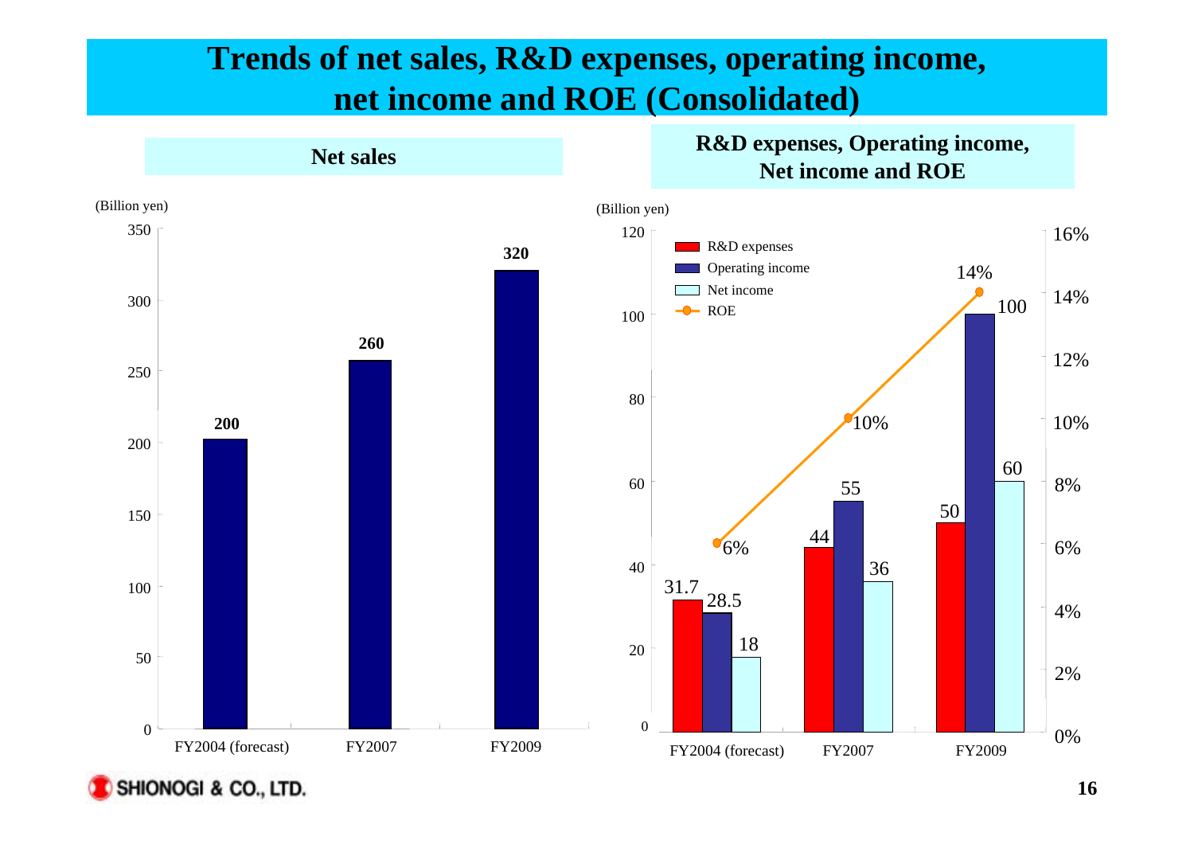# Trends of net sales, R&D expenses, operating income, net income and ROE (Consolidated)

## Net sales

(Billion yen)

| | FY2004 (forecast) | FY2007 | FY2009 |
|---|---|---|---|
| Net sales | 200 | 260 | 320 |

## R&D expenses, Operating income, Net income and ROE

(Billion yen)

| | FY2004 (forecast) | FY2007 | FY2009 |
|---|---|---|---|
| R&D expenses | 31.7 | 44 | 50 |
| Operating income | 28.5 | 55 | 100 |
| Net income | 18 | 36 | 60 |
| ROE | 6% | 10% | 14% |

SHIONOGI & CO., LTD.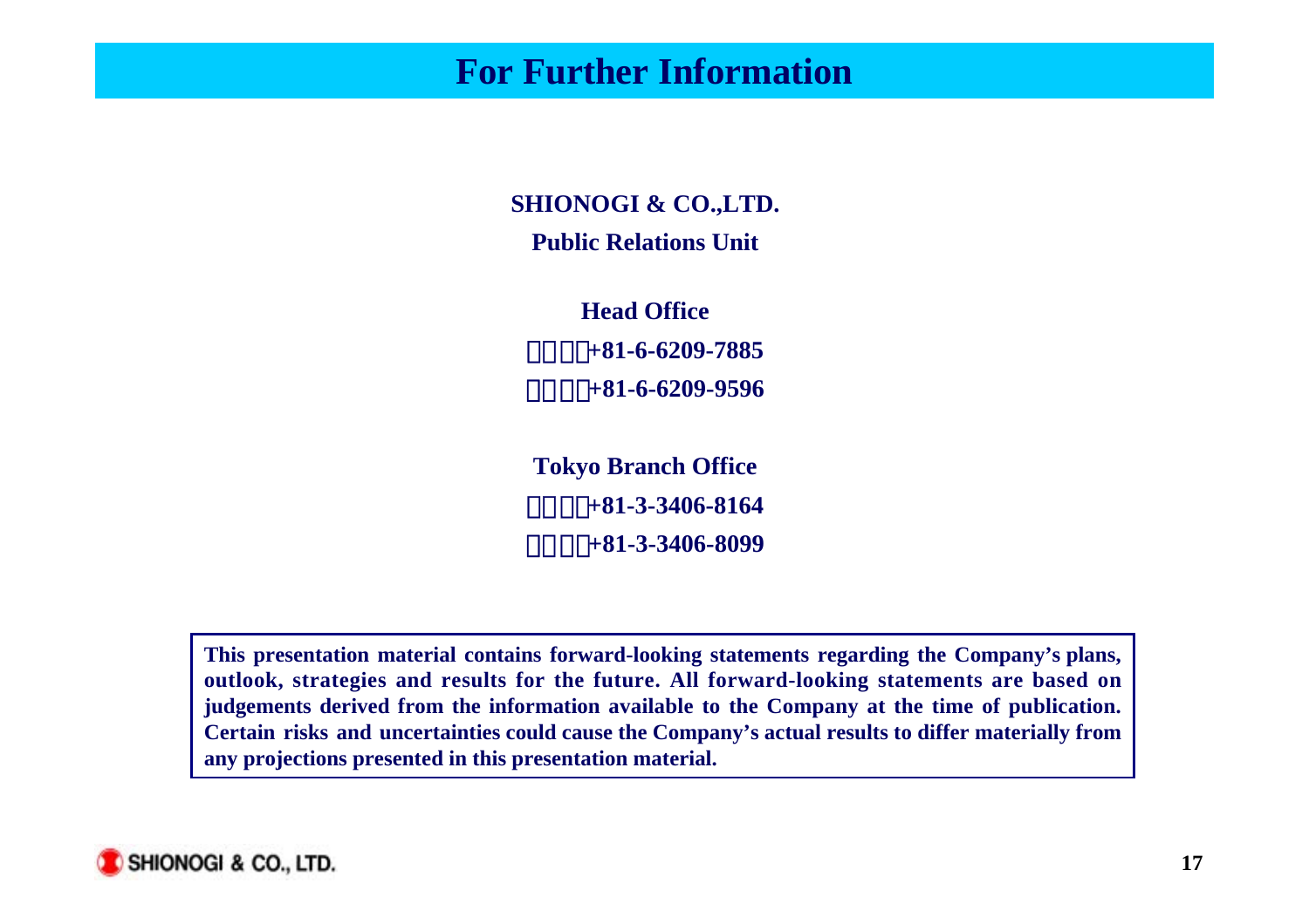# For Further Information

**SHIONOGI & CO.,LTD.**

**Public Relations Unit**

**Head Office**

**□□□□+81-6-6209-7885**

**□□□□+81-6-6209-9596**

**Tokyo Branch Office**

**□□□□+81-3-3406-8164**

**□□□□+81-3-3406-8099**

**This presentation material contains forward-looking statements regarding the Company's plans, outlook, strategies and results for the future. All forward-looking statements are based on judgements derived from the information available to the Company at the time of publication. Certain risks and uncertainties could cause the Company's actual results to differ materially from any projections presented in this presentation material.**

SHIONOGI & CO., LTD.